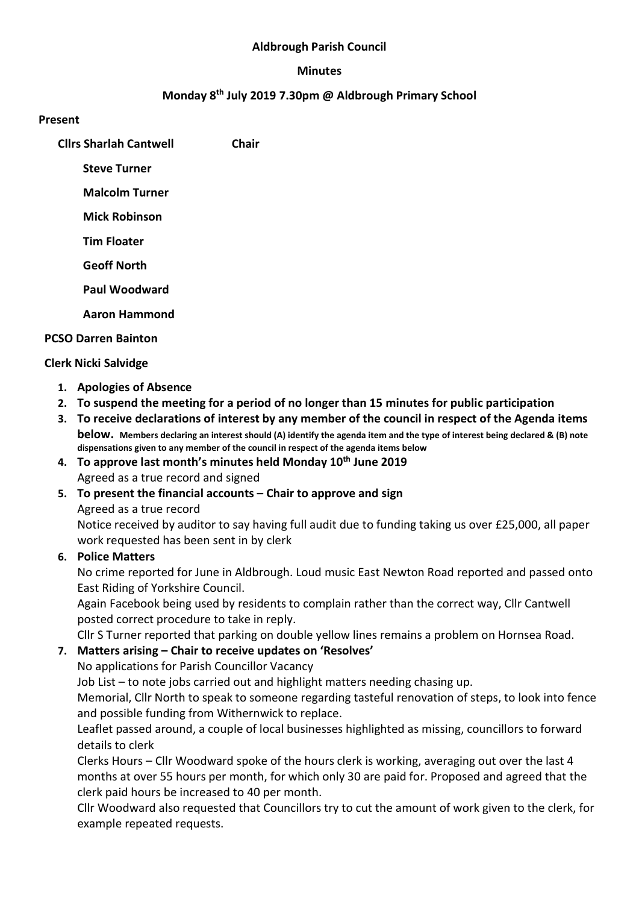**Aldbrough Parish Council**

**Minutes**

**Monday 8th July 2019 7.30pm @ Aldbrough Primary School**

**Present**

**Cllrs Sharlah Cantwell** **Chair**

**Steve Turner**

**Malcolm Turner**

**Mick Robinson**

**Tim Floater**

**Geoff North**

**Paul Woodward**

**Aaron Hammond**

**PCSO Darren Bainton**

**Clerk Nicki Salvidge**

1. **Apologies of Absence**
2. **To suspend the meeting for a period of no longer than 15 minutes for public participation**
3. **To receive declarations of interest by any member of the council in respect of the Agenda items below.** **Members declaring an interest should (A) identify the agenda item and the type of interest being declared & (B) note dispensations given to any member of the council in respect of the agenda items below**
4. **To approve last month's minutes held Monday 10th June 2019**
   Agreed as a true record and signed
5. **To present the financial accounts – Chair to approve and sign**
   Agreed as a true record
   Notice received by auditor to say having full audit due to funding taking us over £25,000, all paper work requested has been sent in by clerk
6. **Police Matters**
   No crime reported for June in Aldbrough. Loud music East Newton Road reported and passed onto East Riding of Yorkshire Council.
   Again Facebook being used by residents to complain rather than the correct way, Cllr Cantwell posted correct procedure to take in reply.
   Cllr S Turner reported that parking on double yellow lines remains a problem on Hornsea Road.
7. **Matters arising – Chair to receive updates on 'Resolves'**
   No applications for Parish Councillor Vacancy
   Job List – to note jobs carried out and highlight matters needing chasing up.
   Memorial, Cllr North to speak to someone regarding tasteful renovation of steps, to look into fence and possible funding from Withernwick to replace.
   Leaflet passed around, a couple of local businesses highlighted as missing, councillors to forward details to clerk
   Clerks Hours – Cllr Woodward spoke of the hours clerk is working, averaging out over the last 4 months at over 55 hours per month, for which only 30 are paid for. Proposed and agreed that the clerk paid hours be increased to 40 per month.
   Cllr Woodward also requested that Councillors try to cut the amount of work given to the clerk, for example repeated requests.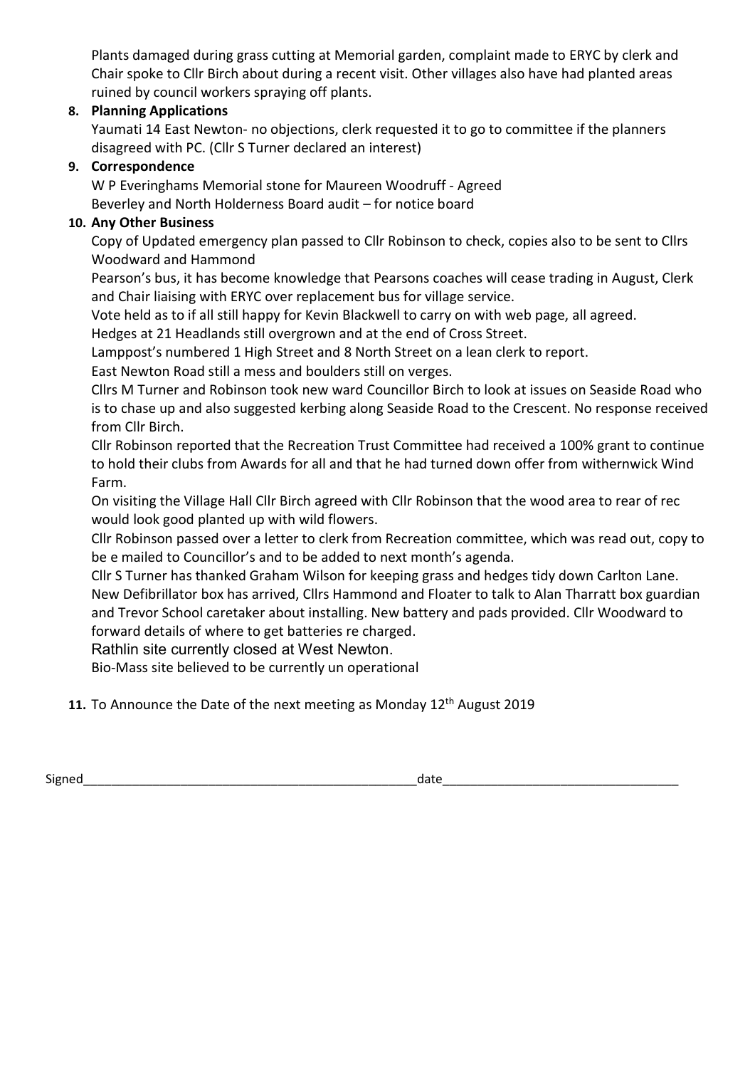Plants damaged during grass cutting at Memorial garden, complaint made to ERYC by clerk and Chair spoke to Cllr Birch about during a recent visit. Other villages also have had planted areas ruined by council workers spraying off plants.

**8. Planning Applications**

Yaumati 14 East Newton- no objections, clerk requested it to go to committee if the planners disagreed with PC. (Cllr S Turner declared an interest)

**9. Correspondence**

W P Everinghams Memorial stone for Maureen Woodruff - Agreed
Beverley and North Holderness Board audit – for notice board

**10. Any Other Business**

Copy of Updated emergency plan passed to Cllr Robinson to check, copies also to be sent to Cllrs Woodward and Hammond

Pearson's bus, it has become knowledge that Pearsons coaches will cease trading in August, Clerk and Chair liaising with ERYC over replacement bus for village service.

Vote held as to if all still happy for Kevin Blackwell to carry on with web page, all agreed.

Hedges at 21 Headlands still overgrown and at the end of Cross Street.

Lamppost's numbered 1 High Street and 8 North Street on a lean clerk to report.

East Newton Road still a mess and boulders still on verges.

Cllrs M Turner and Robinson took new ward Councillor Birch to look at issues on Seaside Road who is to chase up and also suggested kerbing along Seaside Road to the Crescent. No response received from Cllr Birch.

Cllr Robinson reported that the Recreation Trust Committee had received a 100% grant to continue to hold their clubs from Awards for all and that he had turned down offer from withernwick Wind Farm.

On visiting the Village Hall Cllr Birch agreed with Cllr Robinson that the wood area to rear of rec would look good planted up with wild flowers.

Cllr Robinson passed over a letter to clerk from Recreation committee, which was read out, copy to be e mailed to Councillor's and to be added to next month's agenda.

Cllr S Turner has thanked Graham Wilson for keeping grass and hedges tidy down Carlton Lane.

New Defibrillator box has arrived, Cllrs Hammond and Floater to talk to Alan Tharratt box guardian and Trevor School caretaker about installing. New battery and pads provided. Cllr Woodward to forward details of where to get batteries re charged.

Rathlin site currently closed at West Newton.

Bio-Mass site believed to be currently un operational

**11.** To Announce the Date of the next meeting as Monday 12th August 2019

Signed_______________________________________________date_________________________________